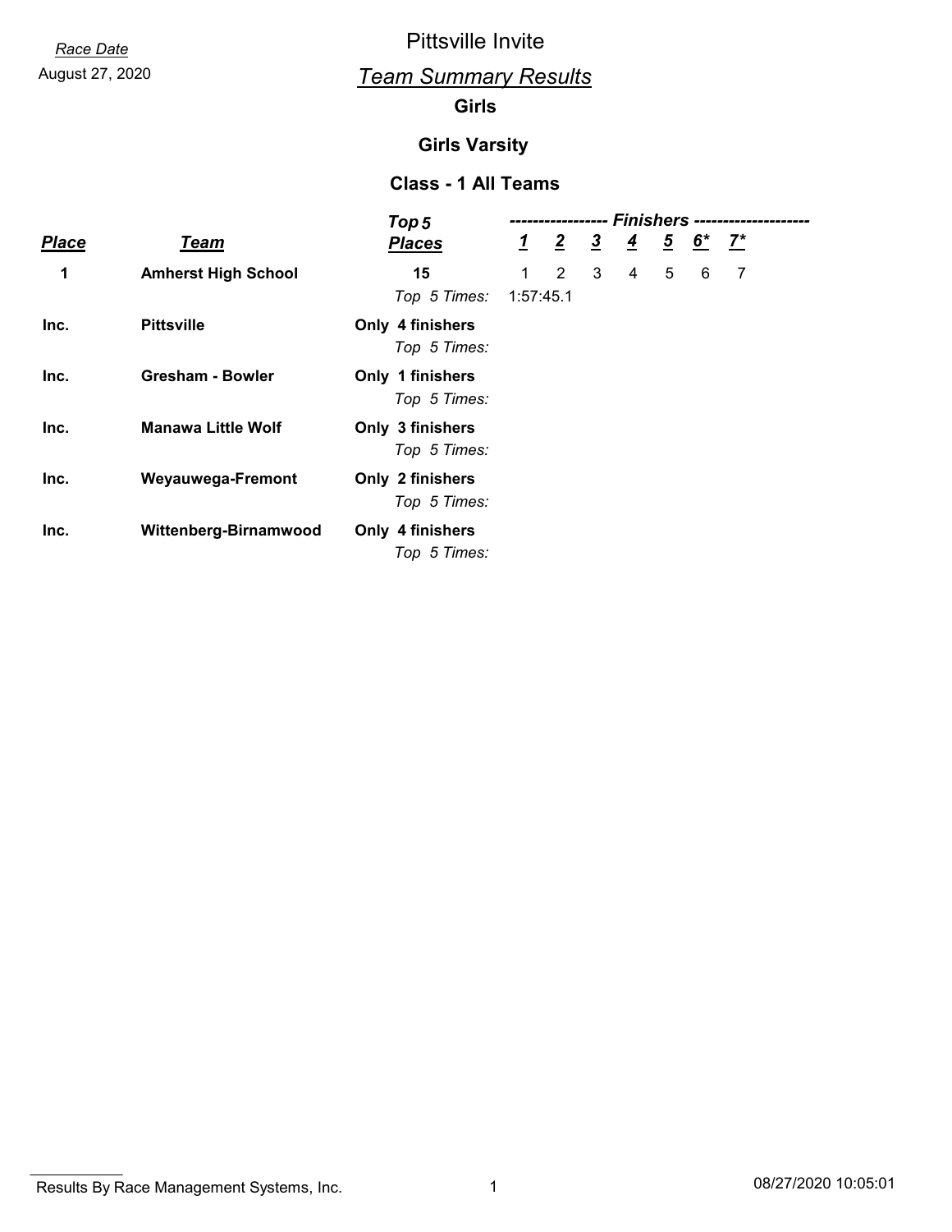*Race Date*

August 27, 2020

# Pittsville Invite

## *Team Summary Results*

### Girls

### Girls Varsity

### Class - 1 All Teams

| *Place* | *Team* | *Top 5 Places* | *1* | *2* | *3* | *4* | *5* | *6** | *7** |
|---|---|---|---|---|---|---|---|---|---|
| **1** | **Amherst High School** | **15** | 1 | 2 | 3 | 4 | 5 | 6 | 7 |
| | | *Top 5 Times:* | 1:57:45.1 | | | | | | |
| **Inc.** | **Pittsville** | **Only 4 finishers** | | | | | | | |
| | | *Top 5 Times:* | | | | | | | |
| **Inc.** | **Gresham - Bowler** | **Only 1 finishers** | | | | | | | |
| | | *Top 5 Times:* | | | | | | | |
| **Inc.** | **Manawa Little Wolf** | **Only 3 finishers** | | | | | | | |
| | | *Top 5 Times:* | | | | | | | |
| **Inc.** | **Weyauwega-Fremont** | **Only 2 finishers** | | | | | | | |
| | | *Top 5 Times:* | | | | | | | |
| **Inc.** | **Wittenberg-Birnamwood** | **Only 4 finishers** | | | | | | | |
| | | *Top 5 Times:* | | | | | | | |

Results By Race Management Systems, Inc.

08/27/2020 10:05:01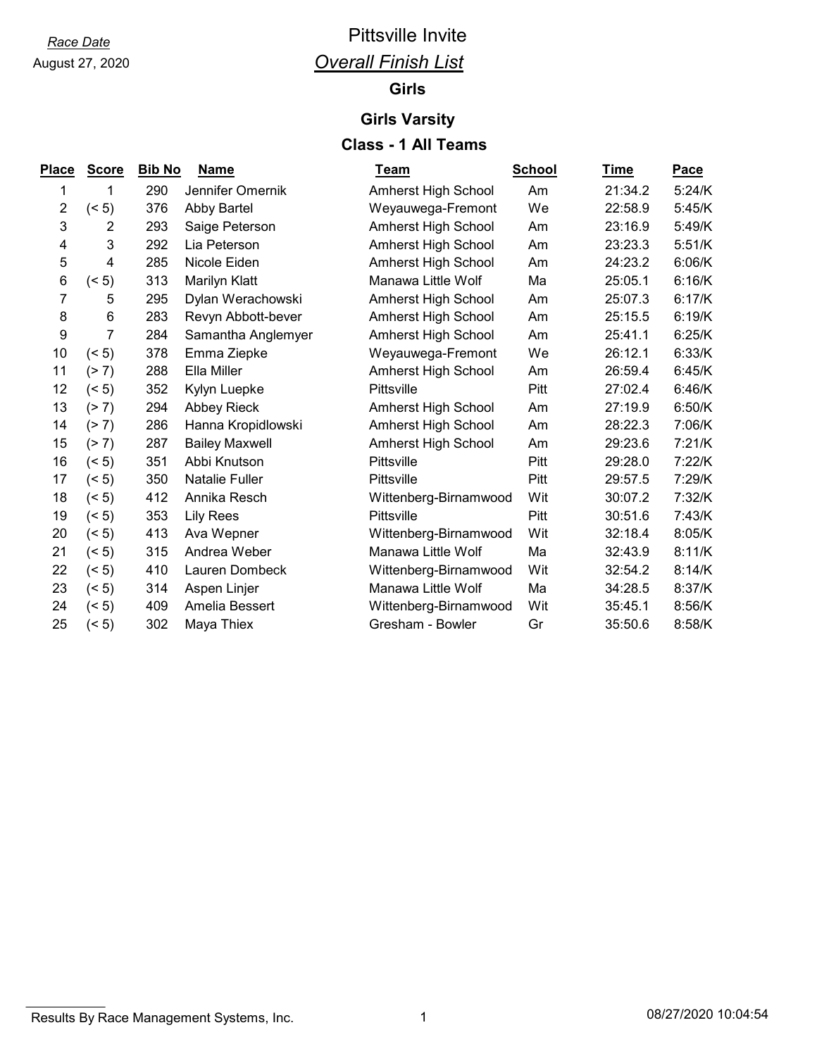*Race Date*
August 27, 2020

# Pittsville Invite

## *Overall Finish List*

### Girls

### Girls Varsity

### Class - 1 All Teams

| Place | Score | Bib No | Name | Team | School | Time | Pace |
|---|---|---|---|---|---|---|---|
| 1 | 1 | 290 | Jennifer Omernik | Amherst High School | Am | 21:34.2 | 5:24/K |
| 2 | (< 5) | 376 | Abby Bartel | Weyauwega-Fremont | We | 22:58.9 | 5:45/K |
| 3 | 2 | 293 | Saige Peterson | Amherst High School | Am | 23:16.9 | 5:49/K |
| 4 | 3 | 292 | Lia Peterson | Amherst High School | Am | 23:23.3 | 5:51/K |
| 5 | 4 | 285 | Nicole Eiden | Amherst High School | Am | 24:23.2 | 6:06/K |
| 6 | (< 5) | 313 | Marilyn Klatt | Manawa Little Wolf | Ma | 25:05.1 | 6:16/K |
| 7 | 5 | 295 | Dylan Werachowski | Amherst High School | Am | 25:07.3 | 6:17/K |
| 8 | 6 | 283 | Revyn Abbott-bever | Amherst High School | Am | 25:15.5 | 6:19/K |
| 9 | 7 | 284 | Samantha Anglemyer | Amherst High School | Am | 25:41.1 | 6:25/K |
| 10 | (< 5) | 378 | Emma Ziepke | Weyauwega-Fremont | We | 26:12.1 | 6:33/K |
| 11 | (> 7) | 288 | Ella Miller | Amherst High School | Am | 26:59.4 | 6:45/K |
| 12 | (< 5) | 352 | Kylyn Luepke | Pittsville | Pitt | 27:02.4 | 6:46/K |
| 13 | (> 7) | 294 | Abbey Rieck | Amherst High School | Am | 27:19.9 | 6:50/K |
| 14 | (> 7) | 286 | Hanna Kropidlowski | Amherst High School | Am | 28:22.3 | 7:06/K |
| 15 | (> 7) | 287 | Bailey Maxwell | Amherst High School | Am | 29:23.6 | 7:21/K |
| 16 | (< 5) | 351 | Abbi Knutson | Pittsville | Pitt | 29:28.0 | 7:22/K |
| 17 | (< 5) | 350 | Natalie Fuller | Pittsville | Pitt | 29:57.5 | 7:29/K |
| 18 | (< 5) | 412 | Annika Resch | Wittenberg-Birnamwood | Wit | 30:07.2 | 7:32/K |
| 19 | (< 5) | 353 | Lily Rees | Pittsville | Pitt | 30:51.6 | 7:43/K |
| 20 | (< 5) | 413 | Ava Wepner | Wittenberg-Birnamwood | Wit | 32:18.4 | 8:05/K |
| 21 | (< 5) | 315 | Andrea Weber | Manawa Little Wolf | Ma | 32:43.9 | 8:11/K |
| 22 | (< 5) | 410 | Lauren Dombeck | Wittenberg-Birnamwood | Wit | 32:54.2 | 8:14/K |
| 23 | (< 5) | 314 | Aspen Linjer | Manawa Little Wolf | Ma | 34:28.5 | 8:37/K |
| 24 | (< 5) | 409 | Amelia Bessert | Wittenberg-Birnamwood | Wit | 35:45.1 | 8:56/K |
| 25 | (< 5) | 302 | Maya Thiex | Gresham - Bowler | Gr | 35:50.6 | 8:58/K |

Results By Race Management Systems, Inc. 08/27/2020 10:04:54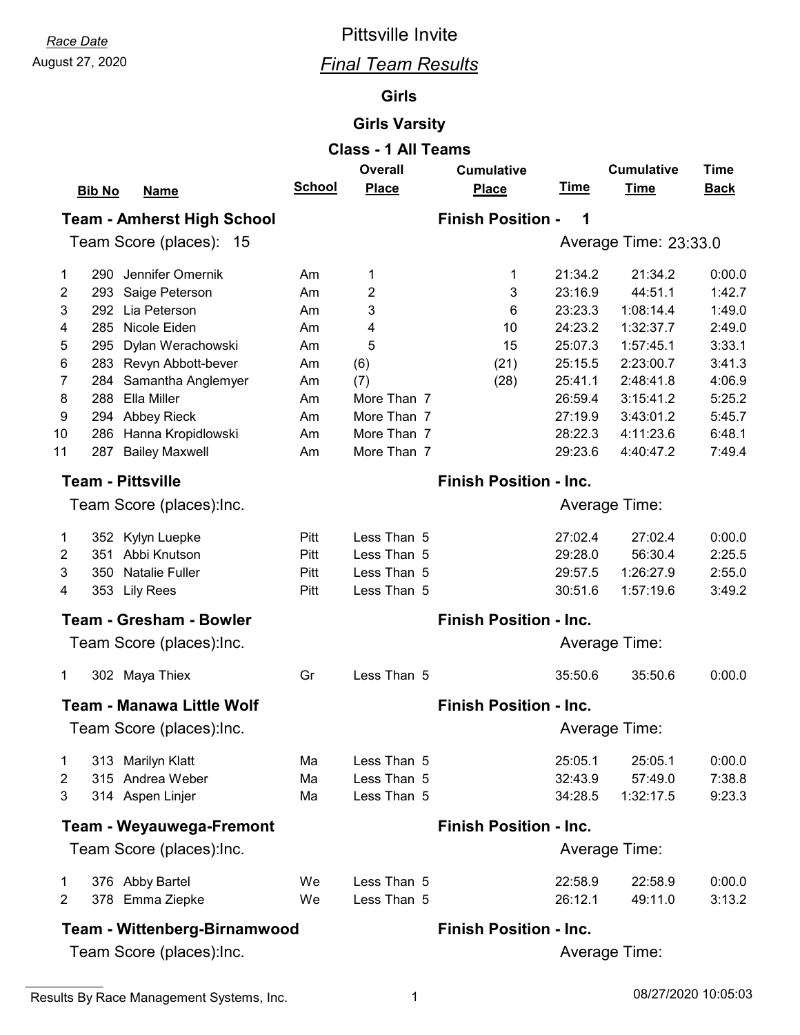*Race Date*
August 27, 2020

# Pittsville Invite

## *Final Team Results*

### Girls

### Girls Varsity

### Class - 1 All Teams

**Team - Amherst High School** — **Finish Position - 1**

Team Score (places): 15 — Average Time: 23:33.0

| | Bib No | Name | School | Overall Place | Cumulative Place | Time | Cumulative Time | Time Back |
|---|---|---|---|---|---|---|---|---|
| 1 | 290 | Jennifer Omernik | Am | 1 | 1 | 21:34.2 | 21:34.2 | 0:00.0 |
| 2 | 293 | Saige Peterson | Am | 2 | 3 | 23:16.9 | 44:51.1 | 1:42.7 |
| 3 | 292 | Lia Peterson | Am | 3 | 6 | 23:23.3 | 1:08:14.4 | 1:49.0 |
| 4 | 285 | Nicole Eiden | Am | 4 | 10 | 24:23.2 | 1:32:37.7 | 2:49.0 |
| 5 | 295 | Dylan Werachowski | Am | 5 | 15 | 25:07.3 | 1:57:45.1 | 3:33.1 |
| 6 | 283 | Revyn Abbott-bever | Am | (6) | (21) | 25:15.5 | 2:23:00.7 | 3:41.3 |
| 7 | 284 | Samantha Anglemyer | Am | (7) | (28) | 25:41.1 | 2:48:41.8 | 4:06.9 |
| 8 | 288 | Ella Miller | Am | More Than 7 | | 26:59.4 | 3:15:41.2 | 5:25.2 |
| 9 | 294 | Abbey Rieck | Am | More Than 7 | | 27:19.9 | 3:43:01.2 | 5:45.7 |
| 10 | 286 | Hanna Kropidlowski | Am | More Than 7 | | 28:22.3 | 4:11:23.6 | 6:48.1 |
| 11 | 287 | Bailey Maxwell | Am | More Than 7 | | 29:23.6 | 4:40:47.2 | 7:49.4 |

**Team - Pittsville** — **Finish Position - Inc.**

Team Score (places):Inc. — Average Time:

| | Bib No | Name | School | Overall Place | Cumulative Place | Time | Cumulative Time | Time Back |
|---|---|---|---|---|---|---|---|---|
| 1 | 352 | Kylyn Luepke | Pitt | Less Than 5 | | 27:02.4 | 27:02.4 | 0:00.0 |
| 2 | 351 | Abbi Knutson | Pitt | Less Than 5 | | 29:28.0 | 56:30.4 | 2:25.5 |
| 3 | 350 | Natalie Fuller | Pitt | Less Than 5 | | 29:57.5 | 1:26:27.9 | 2:55.0 |
| 4 | 353 | Lily Rees | Pitt | Less Than 5 | | 30:51.6 | 1:57:19.6 | 3:49.2 |

**Team - Gresham - Bowler** — **Finish Position - Inc.**

Team Score (places):Inc. — Average Time:

| | Bib No | Name | School | Overall Place | Cumulative Place | Time | Cumulative Time | Time Back |
|---|---|---|---|---|---|---|---|---|
| 1 | 302 | Maya Thiex | Gr | Less Than 5 | | 35:50.6 | 35:50.6 | 0:00.0 |

**Team - Manawa Little Wolf** — **Finish Position - Inc.**

Team Score (places):Inc. — Average Time:

| | Bib No | Name | School | Overall Place | Cumulative Place | Time | Cumulative Time | Time Back |
|---|---|---|---|---|---|---|---|---|
| 1 | 313 | Marilyn Klatt | Ma | Less Than 5 | | 25:05.1 | 25:05.1 | 0:00.0 |
| 2 | 315 | Andrea Weber | Ma | Less Than 5 | | 32:43.9 | 57:49.0 | 7:38.8 |
| 3 | 314 | Aspen Linjer | Ma | Less Than 5 | | 34:28.5 | 1:32:17.5 | 9:23.3 |

**Team - Weyauwega-Fremont** — **Finish Position - Inc.**

Team Score (places):Inc. — Average Time:

| | Bib No | Name | School | Overall Place | Cumulative Place | Time | Cumulative Time | Time Back |
|---|---|---|---|---|---|---|---|---|
| 1 | 376 | Abby Bartel | We | Less Than 5 | | 22:58.9 | 22:58.9 | 0:00.0 |
| 2 | 378 | Emma Ziepke | We | Less Than 5 | | 26:12.1 | 49:11.0 | 3:13.2 |

**Team - Wittenberg-Birnamwood** — **Finish Position - Inc.**

Team Score (places):Inc. — Average Time: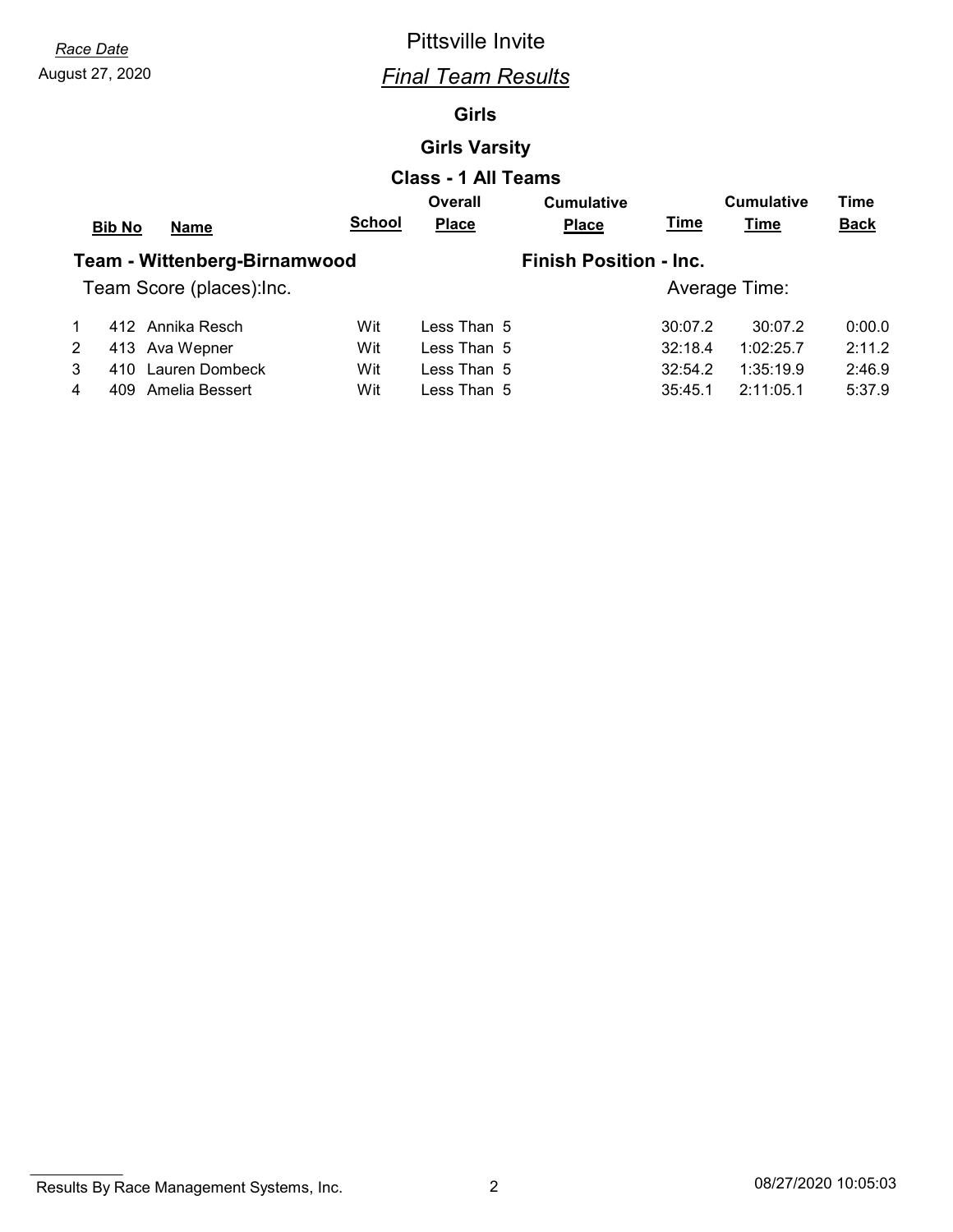*Race Date*
August 27, 2020

# Pittsville Invite

## *Final Team Results*

### Girls

### Girls Varsity

### Class - 1 All Teams

**Team - Wittenberg-Birnamwood** | **Finish Position - Inc.**

Team Score (places):Inc. | Average Time:

| | Bib No | Name | School | Overall Place | Cumulative Place | Time | Cumulative Time | Time Back |
|---|---|---|---|---|---|---|---|---|
| 1 | 412 | Annika Resch | Wit | Less Than 5 | | 30:07.2 | 30:07.2 | 0:00.0 |
| 2 | 413 | Ava Wepner | Wit | Less Than 5 | | 32:18.4 | 1:02:25.7 | 2:11.2 |
| 3 | 410 | Lauren Dombeck | Wit | Less Than 5 | | 32:54.2 | 1:35:19.9 | 2:46.9 |
| 4 | 409 | Amelia Bessert | Wit | Less Than 5 | | 35:45.1 | 2:11:05.1 | 5:37.9 |

Results By Race Management Systems, Inc. 08/27/2020 10:05:03